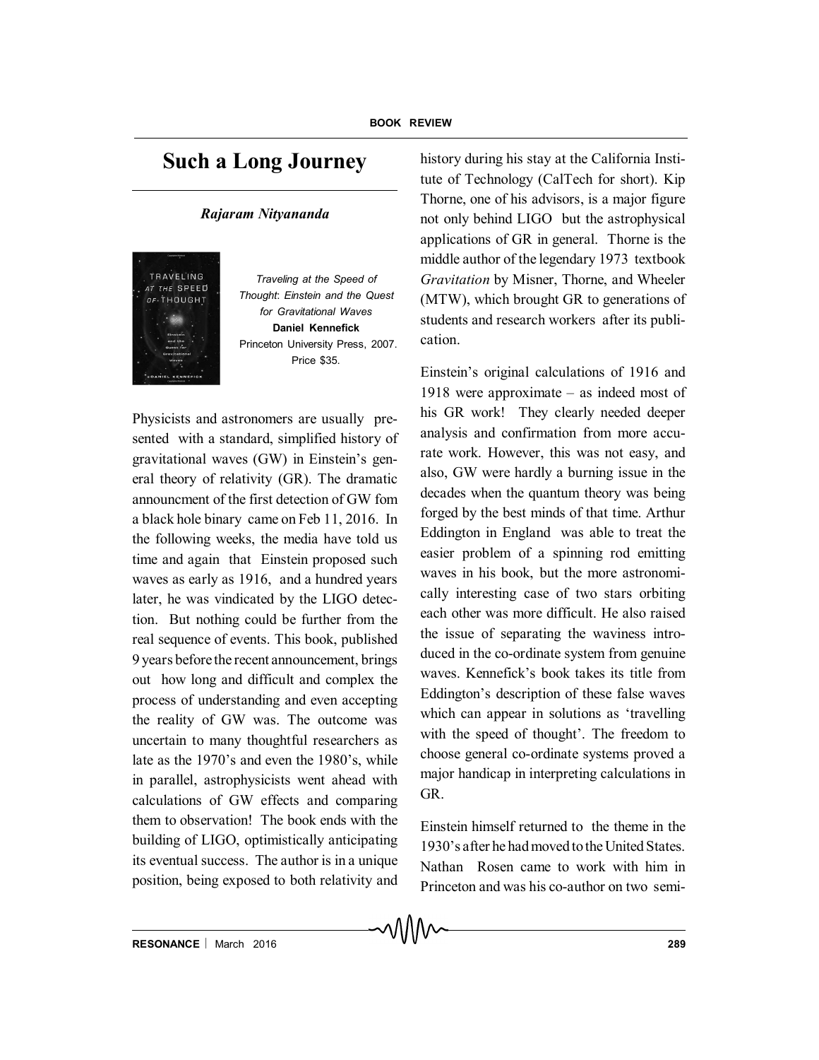# Such a Long Journey

*Rajaram Nityananda*

*Traveling at the Speed of Thought: Einstein and the Quest for Gravitational Waves*
**Daniel Kennefick**
Princeton University Press, 2007.
Price $35.

Physicists and astronomers are usually presented with a standard, simplified history of gravitational waves (GW) in Einstein's general theory of relativity (GR). The dramatic announcment of the first detection of GW fom a black hole binary came on Feb 11, 2016. In the following weeks, the media have told us time and again that Einstein proposed such waves as early as 1916, and a hundred years later, he was vindicated by the LIGO detection. But nothing could be further from the real sequence of events. This book, published 9 years before the recent announcement, brings out how long and difficult and complex the process of understanding and even accepting the reality of GW was. The outcome was uncertain to many thoughtful researchers as late as the 1970's and even the 1980's, while in parallel, astrophysicists went ahead with calculations of GW effects and comparing them to observation! The book ends with the building of LIGO, optimistically anticipating its eventual success. The author is in a unique position, being exposed to both relativity and history during his stay at the California Institute of Technology (CalTech for short). Kip Thorne, one of his advisors, is a major figure not only behind LIGO but the astrophysical applications of GR in general. Thorne is the middle author of the legendary 1973 textbook *Gravitation* by Misner, Thorne, and Wheeler (MTW), which brought GR to generations of students and research workers after its publication.

Einstein's original calculations of 1916 and 1918 were approximate – as indeed most of his GR work! They clearly needed deeper analysis and confirmation from more accurate work. However, this was not easy, and also, GW were hardly a burning issue in the decades when the quantum theory was being forged by the best minds of that time. Arthur Eddington in England was able to treat the easier problem of a spinning rod emitting waves in his book, but the more astronomically interesting case of two stars orbiting each other was more difficult. He also raised the issue of separating the waviness introduced in the co-ordinate system from genuine waves. Kennefick's book takes its title from Eddington's description of these false waves which can appear in solutions as 'travelling with the speed of thought'. The freedom to choose general co-ordinate systems proved a major handicap in interpreting calculations in GR.

Einstein himself returned to the theme in the 1930's after he had moved to the United States. Nathan Rosen came to work with him in Princeton and was his co-author on two semi-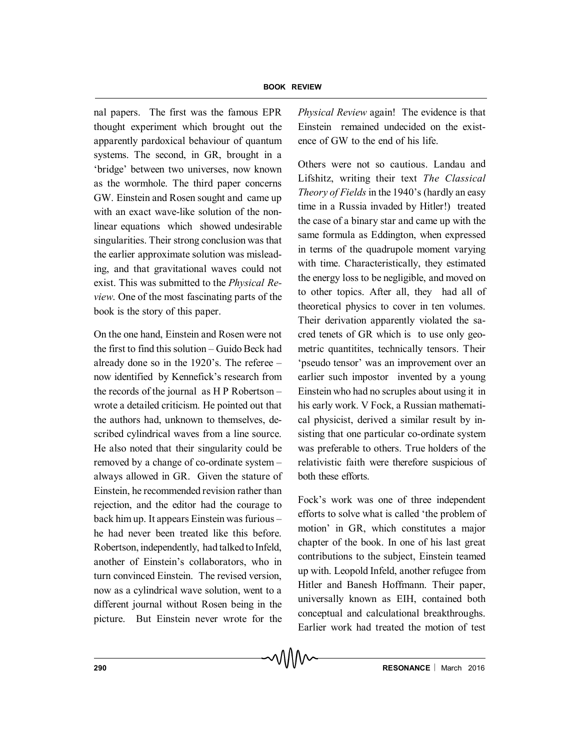nal papers. The first was the famous EPR thought experiment which brought out the apparently pardoxical behaviour of quantum systems. The second, in GR, brought in a 'bridge' between two universes, now known as the wormhole. The third paper concerns GW. Einstein and Rosen sought and came up with an exact wave-like solution of the non-linear equations which showed undesirable singularities. Their strong conclusion was that the earlier approximate solution was misleading, and that gravitational waves could not exist. This was submitted to the *Physical Review*. One of the most fascinating parts of the book is the story of this paper.

On the one hand, Einstein and Rosen were not the first to find this solution – Guido Beck had already done so in the 1920's. The referee – now identified by Kennefick's research from the records of the journal as H P Robertson – wrote a detailed criticism. He pointed out that the authors had, unknown to themselves, described cylindrical waves from a line source. He also noted that their singularity could be removed by a change of co-ordinate system – always allowed in GR. Given the stature of Einstein, he recommended revision rather than rejection, and the editor had the courage to back him up. It appears Einstein was furious – he had never been treated like this before. Robertson, independently, had talked to Infeld, another of Einstein's collaborators, who in turn convinced Einstein. The revised version, now as a cylindrical wave solution, went to a different journal without Rosen being in the picture. But Einstein never wrote for the *Physical Review* again! The evidence is that Einstein remained undecided on the existence of GW to the end of his life.

Others were not so cautious. Landau and Lifshitz, writing their text *The Classical Theory of Fields* in the 1940's (hardly an easy time in a Russia invaded by Hitler!) treated the case of a binary star and came up with the same formula as Eddington, when expressed in terms of the quadrupole moment varying with time. Characteristically, they estimated the energy loss to be negligible, and moved on to other topics. After all, they had all of theoretical physics to cover in ten volumes. Their derivation apparently violated the sacred tenets of GR which is to use only geometric quantitites, technically tensors. Their 'pseudo tensor' was an improvement over an earlier such impostor invented by a young Einstein who had no scruples about using it in his early work. V Fock, a Russian mathematical physicist, derived a similar result by insisting that one particular co-ordinate system was preferable to others. True holders of the relativistic faith were therefore suspicious of both these efforts.

Fock's work was one of three independent efforts to solve what is called 'the problem of motion' in GR, which constitutes a major chapter of the book. In one of his last great contributions to the subject, Einstein teamed up with. Leopold Infeld, another refugee from Hitler and Banesh Hoffmann. Their paper, universally known as EIH, contained both conceptual and calculational breakthroughs. Earlier work had treated the motion of test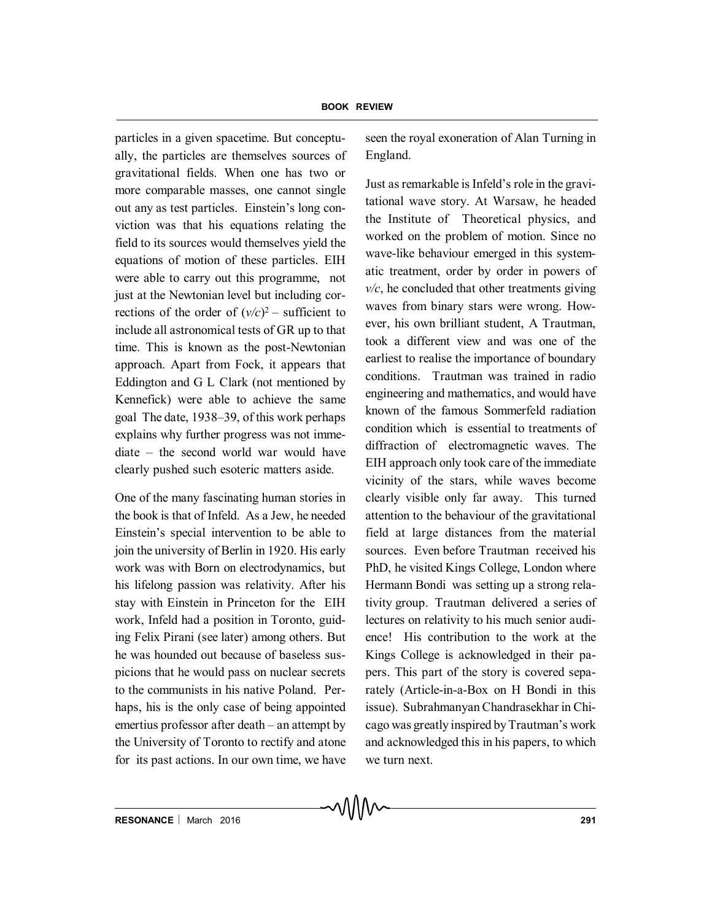particles in a given spacetime. But conceptually, the particles are themselves sources of gravitational fields. When one has two or more comparable masses, one cannot single out any as test particles. Einstein's long conviction was that his equations relating the field to its sources would themselves yield the equations of motion of these particles. EIH were able to carry out this programme, not just at the Newtonian level but including corrections of the order of $(v/c)^2$ – sufficient to include all astronomical tests of GR up to that time. This is known as the post-Newtonian approach. Apart from Fock, it appears that Eddington and G L Clark (not mentioned by Kennefick) were able to achieve the same goal The date, 1938–39, of this work perhaps explains why further progress was not immediate – the second world war would have clearly pushed such esoteric matters aside.

One of the many fascinating human stories in the book is that of Infeld. As a Jew, he needed Einstein's special intervention to be able to join the university of Berlin in 1920. His early work was with Born on electrodynamics, but his lifelong passion was relativity. After his stay with Einstein in Princeton for the EIH work, Infeld had a position in Toronto, guiding Felix Pirani (see later) among others. But he was hounded out because of baseless suspicions that he would pass on nuclear secrets to the communists in his native Poland. Perhaps, his is the only case of being appointed emertius professor after death – an attempt by the University of Toronto to rectify and atone for its past actions. In our own time, we have seen the royal exoneration of Alan Turning in England.

Just as remarkable is Infeld's role in the gravitational wave story. At Warsaw, he headed the Institute of Theoretical physics, and worked on the problem of motion. Since no wave-like behaviour emerged in this systematic treatment, order by order in powers of $v/c$, he concluded that other treatments giving waves from binary stars were wrong. However, his own brilliant student, A Trautman, took a different view and was one of the earliest to realise the importance of boundary conditions. Trautman was trained in radio engineering and mathematics, and would have known of the famous Sommerfeld radiation condition which is essential to treatments of diffraction of electromagnetic waves. The EIH approach only took care of the immediate vicinity of the stars, while waves become clearly visible only far away. This turned attention to the behaviour of the gravitational field at large distances from the material sources. Even before Trautman received his PhD, he visited Kings College, London where Hermann Bondi was setting up a strong relativity group. Trautman delivered a series of lectures on relativity to his much senior audience! His contribution to the work at the Kings College is acknowledged in their papers. This part of the story is covered separately (Article-in-a-Box on H Bondi in this issue). Subrahmanyan Chandrasekhar in Chicago was greatly inspired by Trautman's work and acknowledged this in his papers, to which we turn next.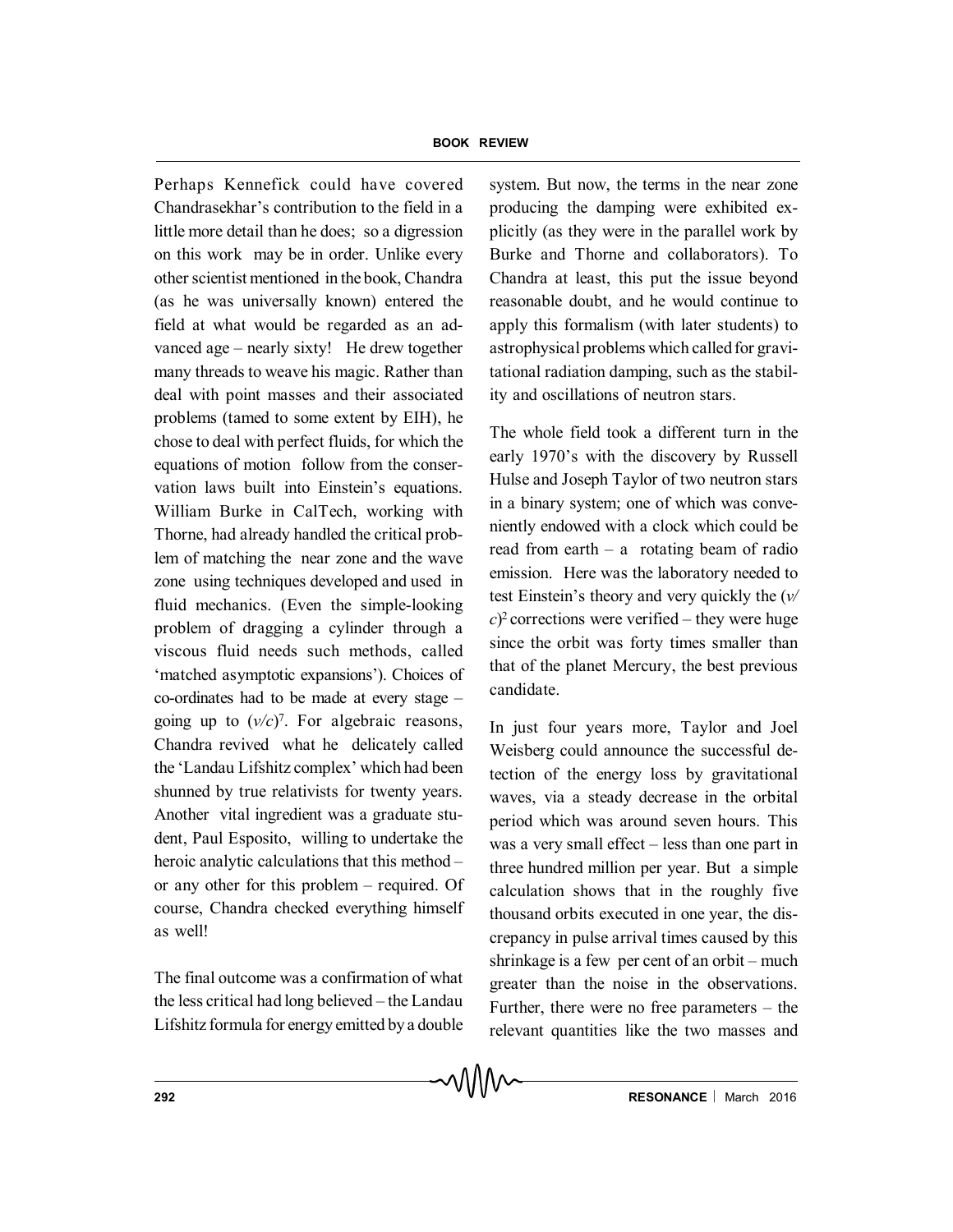Perhaps Kennefick could have covered Chandrasekhar's contribution to the field in a little more detail than he does; so a digression on this work may be in order. Unlike every other scientist mentioned in the book, Chandra (as he was universally known) entered the field at what would be regarded as an advanced age – nearly sixty! He drew together many threads to weave his magic. Rather than deal with point masses and their associated problems (tamed to some extent by EIH), he chose to deal with perfect fluids, for which the equations of motion follow from the conservation laws built into Einstein's equations. William Burke in CalTech, working with Thorne, had already handled the critical problem of matching the near zone and the wave zone using techniques developed and used in fluid mechanics. (Even the simple-looking problem of dragging a cylinder through a viscous fluid needs such methods, called 'matched asymptotic expansions'). Choices of co-ordinates had to be made at every stage – going up to $(v/c)^7$. For algebraic reasons, Chandra revived what he delicately called the 'Landau Lifshitz complex' which had been shunned by true relativists for twenty years. Another vital ingredient was a graduate student, Paul Esposito, willing to undertake the heroic analytic calculations that this method – or any other for this problem – required. Of course, Chandra checked everything himself as well!

The final outcome was a confirmation of what the less critical had long believed – the Landau Lifshitz formula for energy emitted by a double system. But now, the terms in the near zone producing the damping were exhibited explicitly (as they were in the parallel work by Burke and Thorne and collaborators). To Chandra at least, this put the issue beyond reasonable doubt, and he would continue to apply this formalism (with later students) to astrophysical problems which called for gravitational radiation damping, such as the stability and oscillations of neutron stars.

The whole field took a different turn in the early 1970's with the discovery by Russell Hulse and Joseph Taylor of two neutron stars in a binary system; one of which was conveniently endowed with a clock which could be read from earth – a rotating beam of radio emission. Here was the laboratory needed to test Einstein's theory and very quickly the $(v/c)^2$ corrections were verified – they were huge since the orbit was forty times smaller than that of the planet Mercury, the best previous candidate.

In just four years more, Taylor and Joel Weisberg could announce the successful detection of the energy loss by gravitational waves, via a steady decrease in the orbital period which was around seven hours. This was a very small effect – less than one part in three hundred million per year. But a simple calculation shows that in the roughly five thousand orbits executed in one year, the discrepancy in pulse arrival times caused by this shrinkage is a few per cent of an orbit – much greater than the noise in the observations. Further, there were no free parameters – the relevant quantities like the two masses and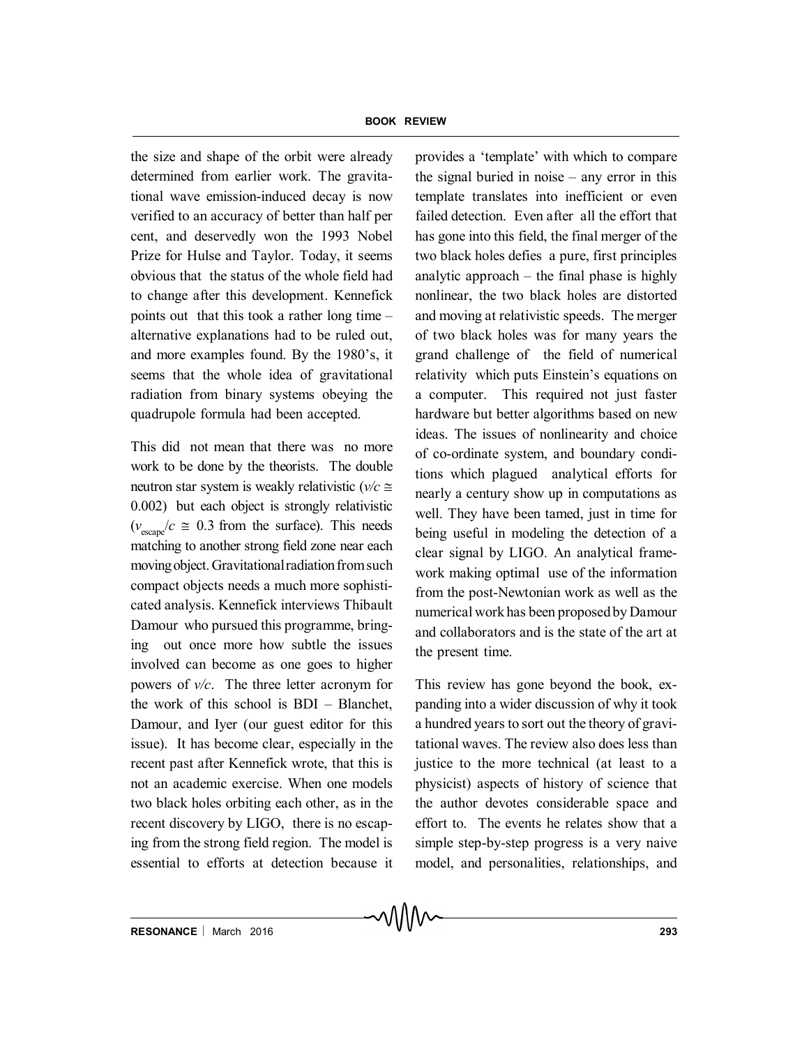the size and shape of the orbit were already determined from earlier work. The gravitational wave emission-induced decay is now verified to an accuracy of better than half per cent, and deservedly won the 1993 Nobel Prize for Hulse and Taylor. Today, it seems obvious that the status of the whole field had to change after this development. Kennefick points out that this took a rather long time – alternative explanations had to be ruled out, and more examples found. By the 1980's, it seems that the whole idea of gravitational radiation from binary systems obeying the quadrupole formula had been accepted.

This did not mean that there was no more work to be done by the theorists. The double neutron star system is weakly relativistic ($v/c \cong 0.002$) but each object is strongly relativistic ($v_{\text{escape}}/c \cong 0.3$ from the surface). This needs matching to another strong field zone near each moving object. Gravitational radiation from such compact objects needs a much more sophisticated analysis. Kennefick interviews Thibault Damour who pursued this programme, bringing out once more how subtle the issues involved can become as one goes to higher powers of $v/c$. The three letter acronym for the work of this school is BDI – Blanchet, Damour, and Iyer (our guest editor for this issue). It has become clear, especially in the recent past after Kennefick wrote, that this is not an academic exercise. When one models two black holes orbiting each other, as in the recent discovery by LIGO, there is no escaping from the strong field region. The model is essential to efforts at detection because it provides a 'template' with which to compare the signal buried in noise – any error in this template translates into inefficient or even failed detection. Even after all the effort that has gone into this field, the final merger of the two black holes defies a pure, first principles analytic approach – the final phase is highly nonlinear, the two black holes are distorted and moving at relativistic speeds. The merger of two black holes was for many years the grand challenge of the field of numerical relativity which puts Einstein's equations on a computer. This required not just faster hardware but better algorithms based on new ideas. The issues of nonlinearity and choice of co-ordinate system, and boundary conditions which plagued analytical efforts for nearly a century show up in computations as well. They have been tamed, just in time for being useful in modeling the detection of a clear signal by LIGO. An analytical framework making optimal use of the information from the post-Newtonian work as well as the numerical work has been proposed by Damour and collaborators and is the state of the art at the present time.

This review has gone beyond the book, expanding into a wider discussion of why it took a hundred years to sort out the theory of gravitational waves. The review also does less than justice to the more technical (at least to a physicist) aspects of history of science that the author devotes considerable space and effort to. The events he relates show that a simple step-by-step progress is a very naive model, and personalities, relationships, and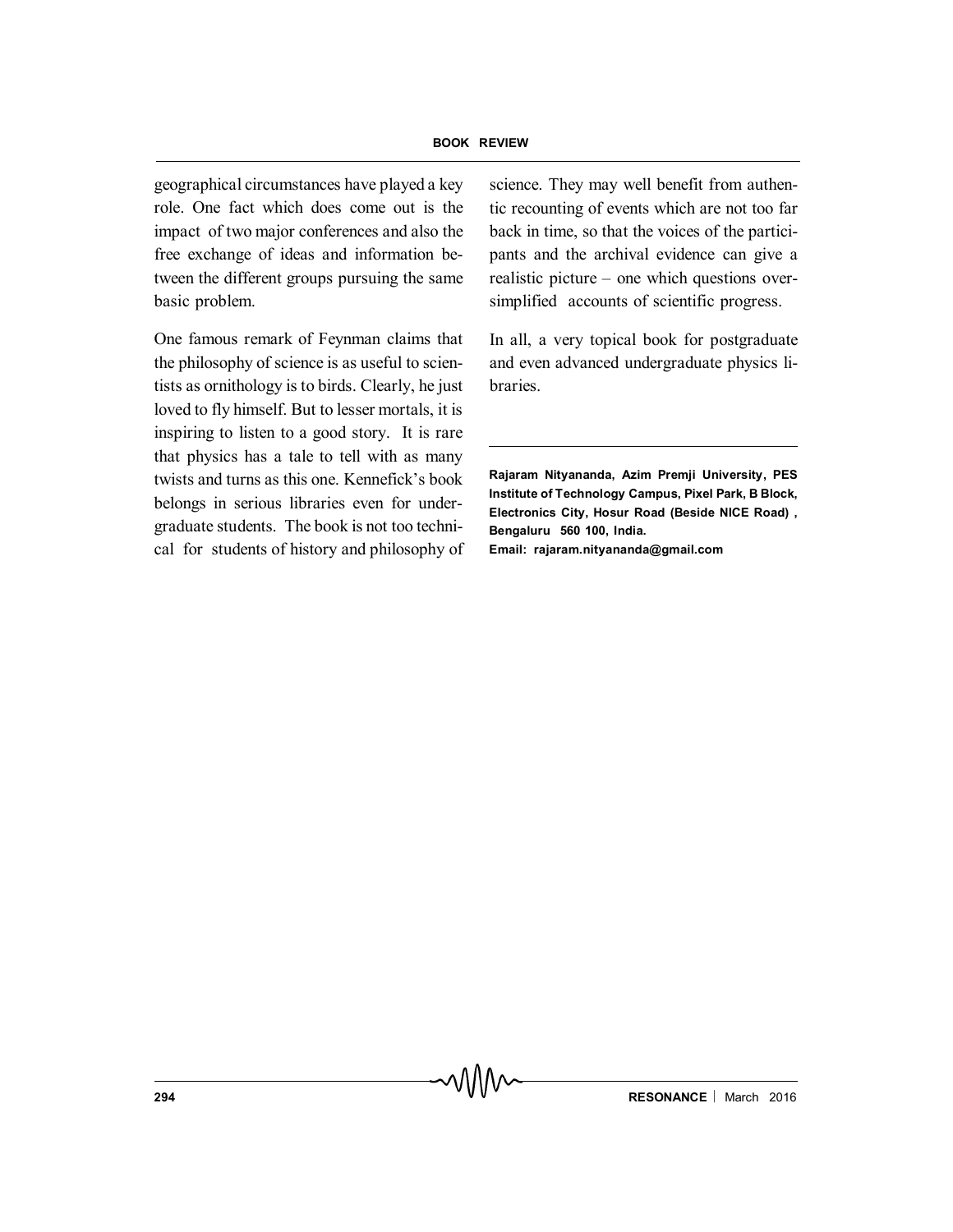geographical circumstances have played a key role. One fact which does come out is the impact of two major conferences and also the free exchange of ideas and information between the different groups pursuing the same basic problem.

One famous remark of Feynman claims that the philosophy of science is as useful to scientists as ornithology is to birds. Clearly, he just loved to fly himself. But to lesser mortals, it is inspiring to listen to a good story. It is rare that physics has a tale to tell with as many twists and turns as this one. Kennefick's book belongs in serious libraries even for undergraduate students. The book is not too technical for students of history and philosophy of science. They may well benefit from authentic recounting of events which are not too far back in time, so that the voices of the participants and the archival evidence can give a realistic picture – one which questions over-simplified accounts of scientific progress.

In all, a very topical book for postgraduate and even advanced undergraduate physics libraries.

---

**Rajaram Nityananda, Azim Premji University, PES Institute of Technology Campus, Pixel Park, B Block, Electronics City, Hosur Road (Beside NICE Road), Bengaluru 560 100, India.**
**Email: rajaram.nityananda@gmail.com**